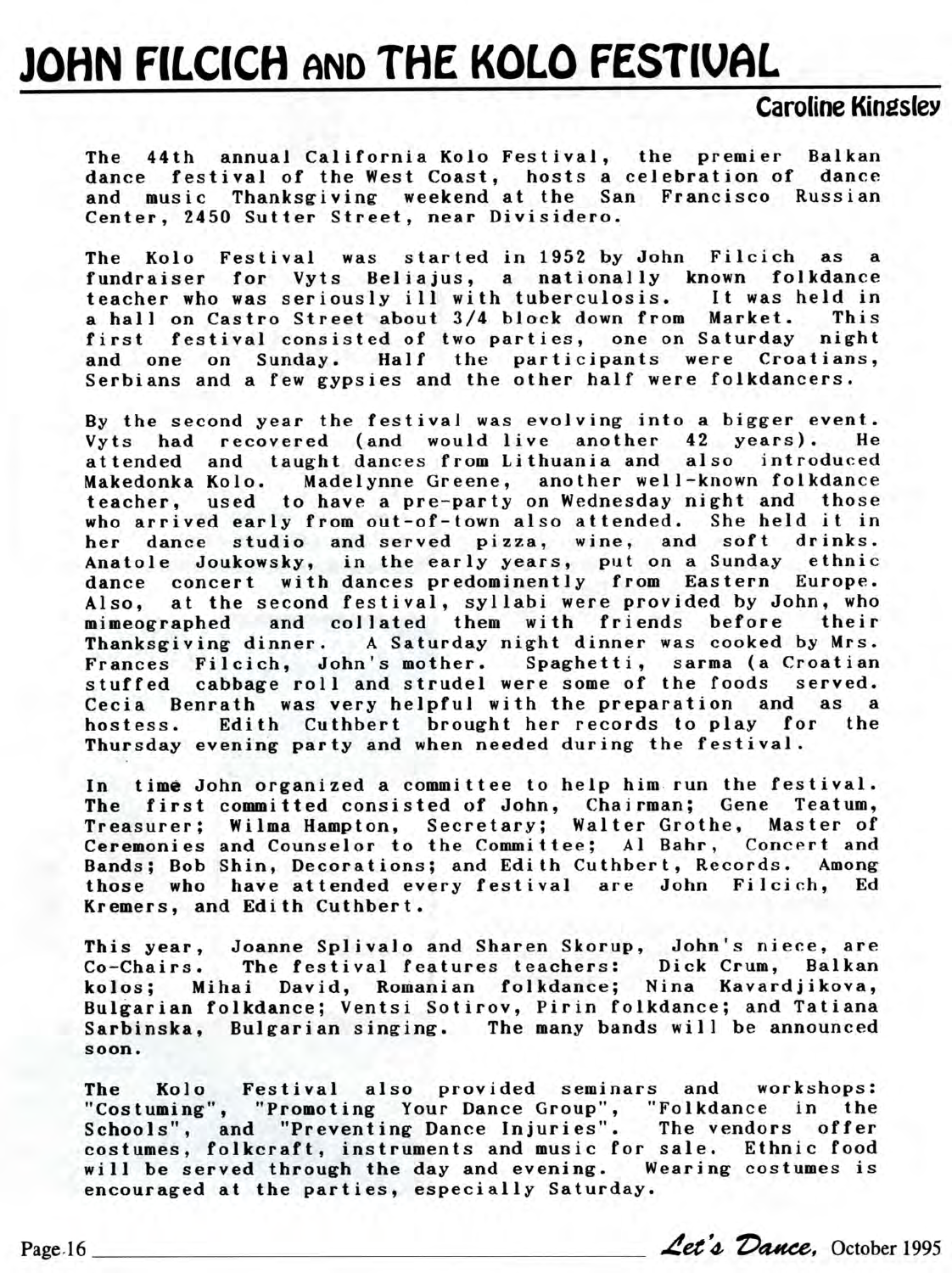# JOHN FILCICH AND THE KOLO FESTIVAL

**Caroline Kingsley**

The 44th annual California Kolo Festival, the premier Balkan dance festival of the West Coast, hosts a celebration of dance and music Thanksgiving weekend at the San Francisco Russian Center, 2450 Sutter Street, near Divisidero.

The Kolo Festival was started in 1952 by John Filcich as a fundraiser for Vyts Beliajus, a nationally known folkdance teacher who was seriously ill with tuberculosis. It was held in a hall on Castro Street about 3/4 block down from Market. This first festival consisted of two parties, one on Saturday night and one on Sunday. Half the participants were Croatians, Serbians and a few gypsies and the other half were folkdancers.

By the second year the festival was evolving into a bigger event. Vyts had recovered (and would live another 42 years). He attended and taught dances from Lithuania and also introduced Makedonka Kolo. Madelynne Greene, another well-known folkdance teacher, used to have a pre-party on Wednesday night and those who arrived early from out-of-town also attended. She held it in her dance studio and served pizza, wine, and soft drinks. Anatole Joukowsky, in the early years, put on a Sunday ethnic dance concert with dances predominently from Eastern Europe. Also, at the second festival, syllabi were provided by John, who mimeographed and collated them with friends before their Thanksgiving dinner. A Saturday night dinner was cooked by Mrs. Frances Filcich, John's mother. Spaghetti, sarma (a Croatian stuffed cabbage roll and strudel were some of the foods served. Cecia Benrath was very helpful with the preparation and as a hostess. Edith Cuthbert brought her records to play for the Thursday evening party and when needed during the festival.

In time John organized a committee to help him run the festival. The first committed consisted of John, Chairman; Gene Teatum, Treasurer; Wilma Hampton, Secretary; Walter Grothe, Master of Ceremonies and Counselor to the Committee; Al Bahr, Concert and Bands; Bob Shin, Decorations; and Edith Cuthbert, Records. Among those who have attended every festival are John Filcich, Ed Kremers, and Edith Cuthbert.

This year, Joanne Splivalo and Sharen Skorup, John's niece, are Co-Chairs. The festival features teachers: Dick Crum, Balkan kolos; Mihai David, Romanian folkdance; Nina Kavardjikova, Bulgarian folkdance; Ventsi Sotirov, Pirin folkdance; and Tatiana Sarbinska, Bulgarian singing. The many bands will be announced soon.

The Kolo Festival also provided seminars and workshops: "Costuming", "Promoting Your Dance Group", "Folkdance in the Schools", and "Preventing Dance Injuries". The vendors offer costumes, folkcraft, instruments and music for sale. Ethnic food will be served through the day and evening. Wearing costumes is encouraged at the parties, especially Saturday.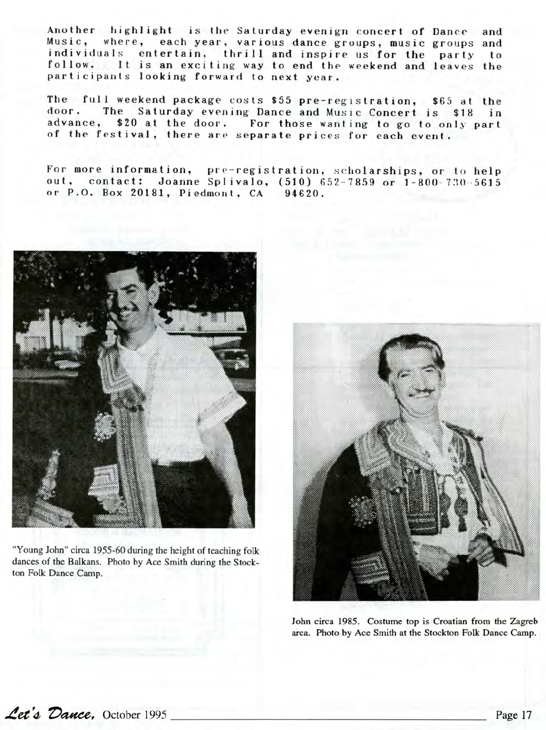Another highlight is the Saturday evenign concert of Dance and Music, where, each year, various dance groups, music groups and individuals entertain, thrill and inspire us for the party to follow. It is an exciting way to end the weekend and leaves the participants looking forward to next year.

The full weekend package costs $55 pre-registration, $65 at the door. The Saturday evening Dance and Music Concert is $18 in advance, $20 at the door. For those wanting to go to only part of the festival, there are separate prices for each event.

For more information, pre-registration, scholarships, or to help out, contact: Joanne Splivalo, (510) 652-7859 or 1-800-730-5615 or P.O. Box 20181, Piedmont, CA 94620.

"Young John" circa 1955-60 during the height of teaching folk dances of the Balkans. Photo by Ace Smith during the Stockton Folk Dance Camp.

John circa 1985. Costume top is Croatian from the Zagreb area. Photo by Ace Smith at the Stockton Folk Dance Camp.